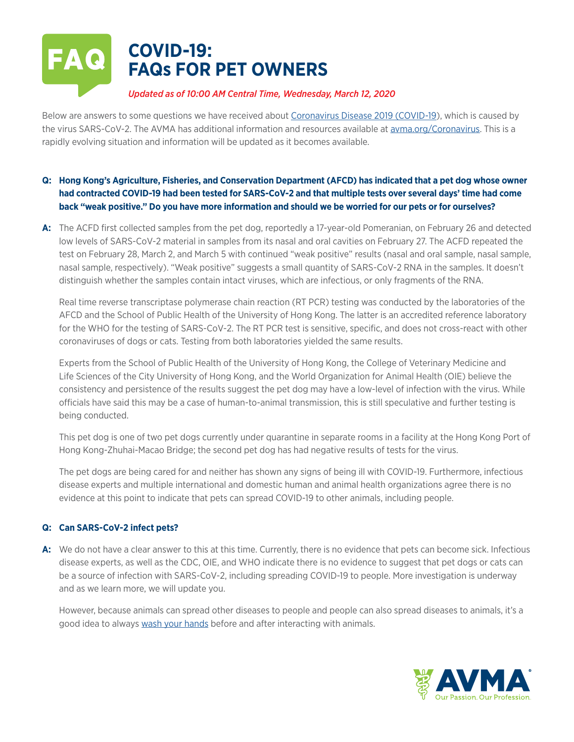# COVID-19: FAQs FOR PET OWNERS

*Updated as of 10:00 AM Central Time, Wednesday, March 12, 2020*

Below are answers to some questions we have received about Coronavirus Disease 2019 (COVID-19), which is caused by the virus SARS-CoV-2. The AVMA has additional information and resources available at avma.org/Coronavirus. This is a rapidly evolving situation and information will be updated as it becomes available.

**Q: Hong Kong's Agriculture, Fisheries, and Conservation Department (AFCD) has indicated that a pet dog whose owner had contracted COVID-19 had been tested for SARS-CoV-2 and that multiple tests over several days' time had come back "weak positive." Do you have more information and should we be worried for our pets or for ourselves?**

**A:** The ACFD first collected samples from the pet dog, reportedly a 17-year-old Pomeranian, on February 26 and detected low levels of SARS-CoV-2 material in samples from its nasal and oral cavities on February 27. The ACFD repeated the test on February 28, March 2, and March 5 with continued "weak positive" results (nasal and oral sample, nasal sample, nasal sample, respectively). "Weak positive" suggests a small quantity of SARS-CoV-2 RNA in the samples. It doesn't distinguish whether the samples contain intact viruses, which are infectious, or only fragments of the RNA.

Real time reverse transcriptase polymerase chain reaction (RT PCR) testing was conducted by the laboratories of the AFCD and the School of Public Health of the University of Hong Kong. The latter is an accredited reference laboratory for the WHO for the testing of SARS-CoV-2. The RT PCR test is sensitive, specific, and does not cross-react with other coronaviruses of dogs or cats. Testing from both laboratories yielded the same results.

Experts from the School of Public Health of the University of Hong Kong, the College of Veterinary Medicine and Life Sciences of the City University of Hong Kong, and the World Organization for Animal Health (OIE) believe the consistency and persistence of the results suggest the pet dog may have a low-level of infection with the virus. While officials have said this may be a case of human-to-animal transmission, this is still speculative and further testing is being conducted.

This pet dog is one of two pet dogs currently under quarantine in separate rooms in a facility at the Hong Kong Port of Hong Kong-Zhuhai-Macao Bridge; the second pet dog has had negative results of tests for the virus.

The pet dogs are being cared for and neither has shown any signs of being ill with COVID-19. Furthermore, infectious disease experts and multiple international and domestic human and animal health organizations agree there is no evidence at this point to indicate that pets can spread COVID-19 to other animals, including people.

**Q: Can SARS-CoV-2 infect pets?**

**A:** We do not have a clear answer to this at this time. Currently, there is no evidence that pets can become sick. Infectious disease experts, as well as the CDC, OIE, and WHO indicate there is no evidence to suggest that pet dogs or cats can be a source of infection with SARS-CoV-2, including spreading COVID-19 to people. More investigation is underway and as we learn more, we will update you.

However, because animals can spread other diseases to people and people can also spread diseases to animals, it's a good idea to always wash your hands before and after interacting with animals.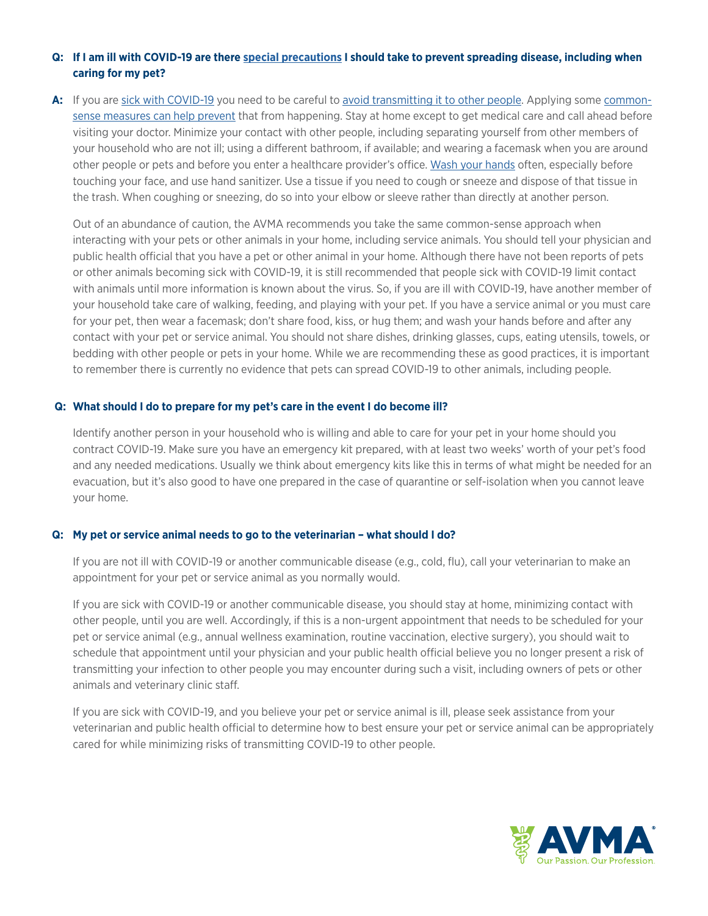**Q: If I am ill with COVID-19 are there special precautions I should take to prevent spreading disease, including when caring for my pet?**

**A:** If you are sick with COVID-19 you need to be careful to avoid transmitting it to other people. Applying some common-sense measures can help prevent that from happening. Stay at home except to get medical care and call ahead before visiting your doctor. Minimize your contact with other people, including separating yourself from other members of your household who are not ill; using a different bathroom, if available; and wearing a facemask when you are around other people or pets and before you enter a healthcare provider's office. Wash your hands often, especially before touching your face, and use hand sanitizer. Use a tissue if you need to cough or sneeze and dispose of that tissue in the trash. When coughing or sneezing, do so into your elbow or sleeve rather than directly at another person.

Out of an abundance of caution, the AVMA recommends you take the same common-sense approach when interacting with your pets or other animals in your home, including service animals. You should tell your physician and public health official that you have a pet or other animal in your home. Although there have not been reports of pets or other animals becoming sick with COVID-19, it is still recommended that people sick with COVID-19 limit contact with animals until more information is known about the virus. So, if you are ill with COVID-19, have another member of your household take care of walking, feeding, and playing with your pet. If you have a service animal or you must care for your pet, then wear a facemask; don't share food, kiss, or hug them; and wash your hands before and after any contact with your pet or service animal. You should not share dishes, drinking glasses, cups, eating utensils, towels, or bedding with other people or pets in your home. While we are recommending these as good practices, it is important to remember there is currently no evidence that pets can spread COVID-19 to other animals, including people.

**Q: What should I do to prepare for my pet's care in the event I do become ill?**

Identify another person in your household who is willing and able to care for your pet in your home should you contract COVID-19. Make sure you have an emergency kit prepared, with at least two weeks' worth of your pet's food and any needed medications. Usually we think about emergency kits like this in terms of what might be needed for an evacuation, but it's also good to have one prepared in the case of quarantine or self-isolation when you cannot leave your home.

**Q: My pet or service animal needs to go to the veterinarian – what should I do?**

If you are not ill with COVID-19 or another communicable disease (e.g., cold, flu), call your veterinarian to make an appointment for your pet or service animal as you normally would.

If you are sick with COVID-19 or another communicable disease, you should stay at home, minimizing contact with other people, until you are well. Accordingly, if this is a non-urgent appointment that needs to be scheduled for your pet or service animal (e.g., annual wellness examination, routine vaccination, elective surgery), you should wait to schedule that appointment until your physician and your public health official believe you no longer present a risk of transmitting your infection to other people you may encounter during such a visit, including owners of pets or other animals and veterinary clinic staff.

If you are sick with COVID-19, and you believe your pet or service animal is ill, please seek assistance from your veterinarian and public health official to determine how to best ensure your pet or service animal can be appropriately cared for while minimizing risks of transmitting COVID-19 to other people.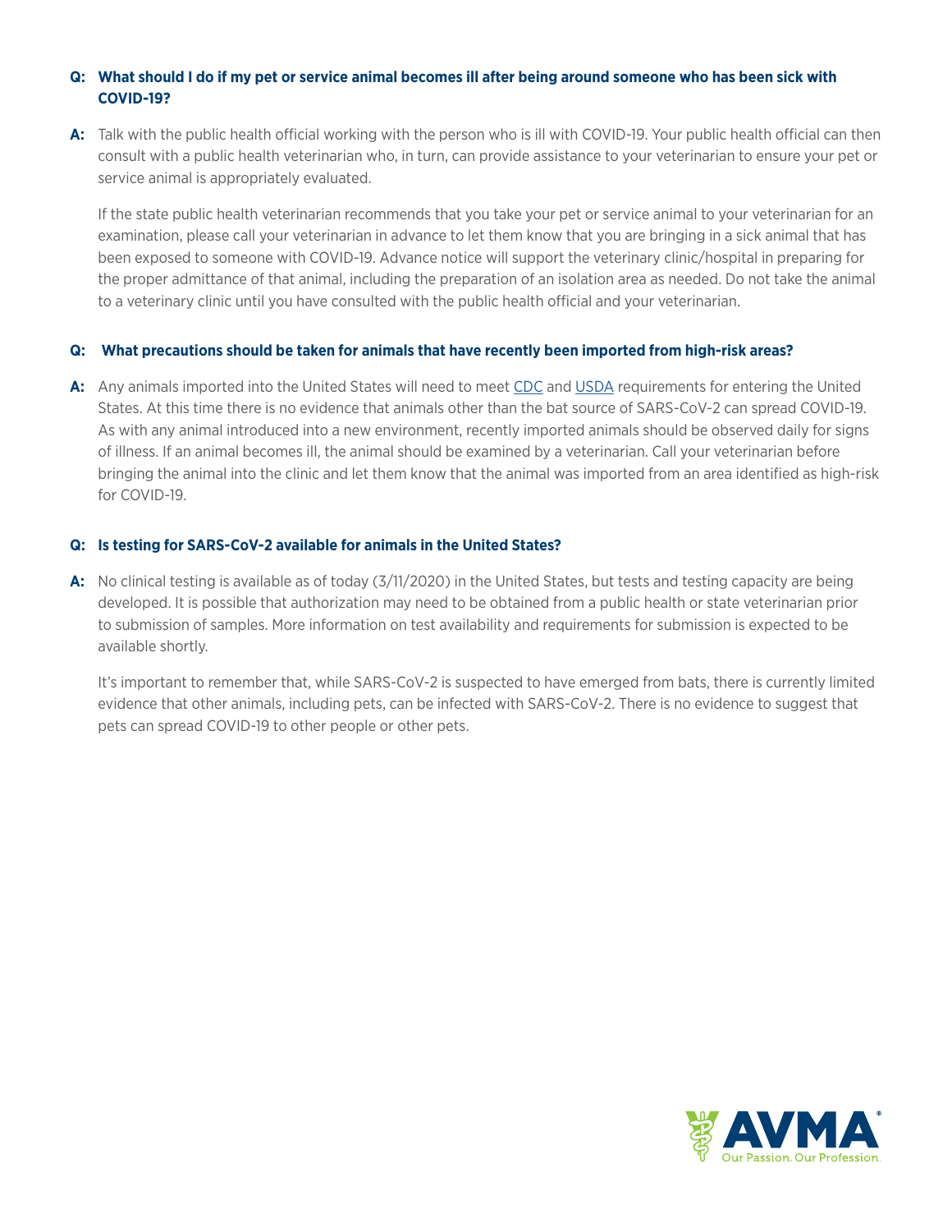**Q: What should I do if my pet or service animal becomes ill after being around someone who has been sick with COVID-19?**

**A:** Talk with the public health official working with the person who is ill with COVID-19. Your public health official can then consult with a public health veterinarian who, in turn, can provide assistance to your veterinarian to ensure your pet or service animal is appropriately evaluated.

If the state public health veterinarian recommends that you take your pet or service animal to your veterinarian for an examination, please call your veterinarian in advance to let them know that you are bringing in a sick animal that has been exposed to someone with COVID-19. Advance notice will support the veterinary clinic/hospital in preparing for the proper admittance of that animal, including the preparation of an isolation area as needed. Do not take the animal to a veterinary clinic until you have consulted with the public health official and your veterinarian.

**Q: What precautions should be taken for animals that have recently been imported from high-risk areas?**

**A:** Any animals imported into the United States will need to meet CDC and USDA requirements for entering the United States. At this time there is no evidence that animals other than the bat source of SARS-CoV-2 can spread COVID-19. As with any animal introduced into a new environment, recently imported animals should be observed daily for signs of illness. If an animal becomes ill, the animal should be examined by a veterinarian. Call your veterinarian before bringing the animal into the clinic and let them know that the animal was imported from an area identified as high-risk for COVID-19.

**Q: Is testing for SARS-CoV-2 available for animals in the United States?**

**A:** No clinical testing is available as of today (3/11/2020) in the United States, but tests and testing capacity are being developed. It is possible that authorization may need to be obtained from a public health or state veterinarian prior to submission of samples. More information on test availability and requirements for submission is expected to be available shortly.

It's important to remember that, while SARS-CoV-2 is suspected to have emerged from bats, there is currently limited evidence that other animals, including pets, can be infected with SARS-CoV-2. There is no evidence to suggest that pets can spread COVID-19 to other people or other pets.